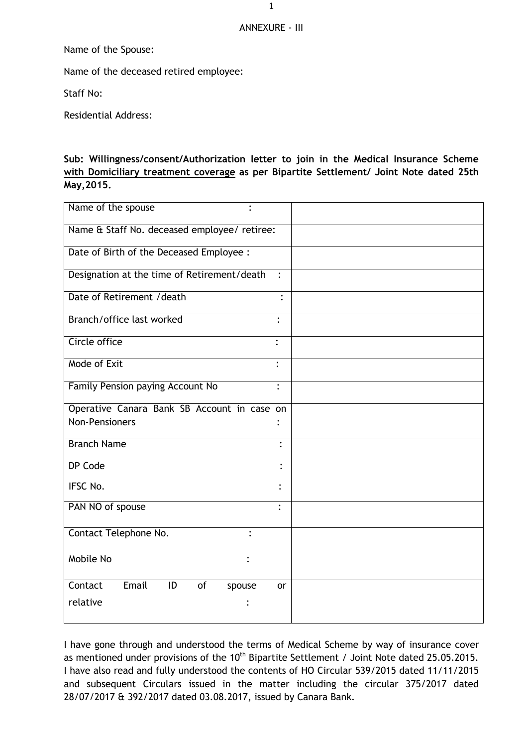ANNEXURE - III

Name of the Spouse:

Name of the deceased retired employee:

Staff No:

Residential Address:

**Sub: Willingness/consent/Authorization letter to join in the Medical Insurance Scheme <u>with Domiciliary treatment coverage</u> as per Bipartite Settlement/ Joint Note dated 25th May,2015.**

| | |
|---|---|
| Name of the spouse : | |
| Name & Staff No. deceased employee/ retiree: | |
| Date of Birth of the Deceased Employee : | |
| Designation at the time of Retirement/death : | |
| Date of Retirement /death : | |
| Branch/office last worked : | |
| Circle office : | |
| Mode of Exit : | |
| Family Pension paying Account No : | |
| Operative Canara Bank SB Account in case on Non-Pensioners : | |
| Branch Name :<br>DP Code :<br>IFSC No. : | |
| PAN NO of spouse : | |
| Contact Telephone No. :<br>Mobile No : | |
| Contact Email ID of spouse or relative : | |

I have gone through and understood the terms of Medical Scheme by way of insurance cover as mentioned under provisions of the 10th Bipartite Settlement / Joint Note dated 25.05.2015. I have also read and fully understood the contents of HO Circular 539/2015 dated 11/11/2015 and subsequent Circulars issued in the matter including the circular 375/2017 dated 28/07/2017 & 392/2017 dated 03.08.2017, issued by Canara Bank.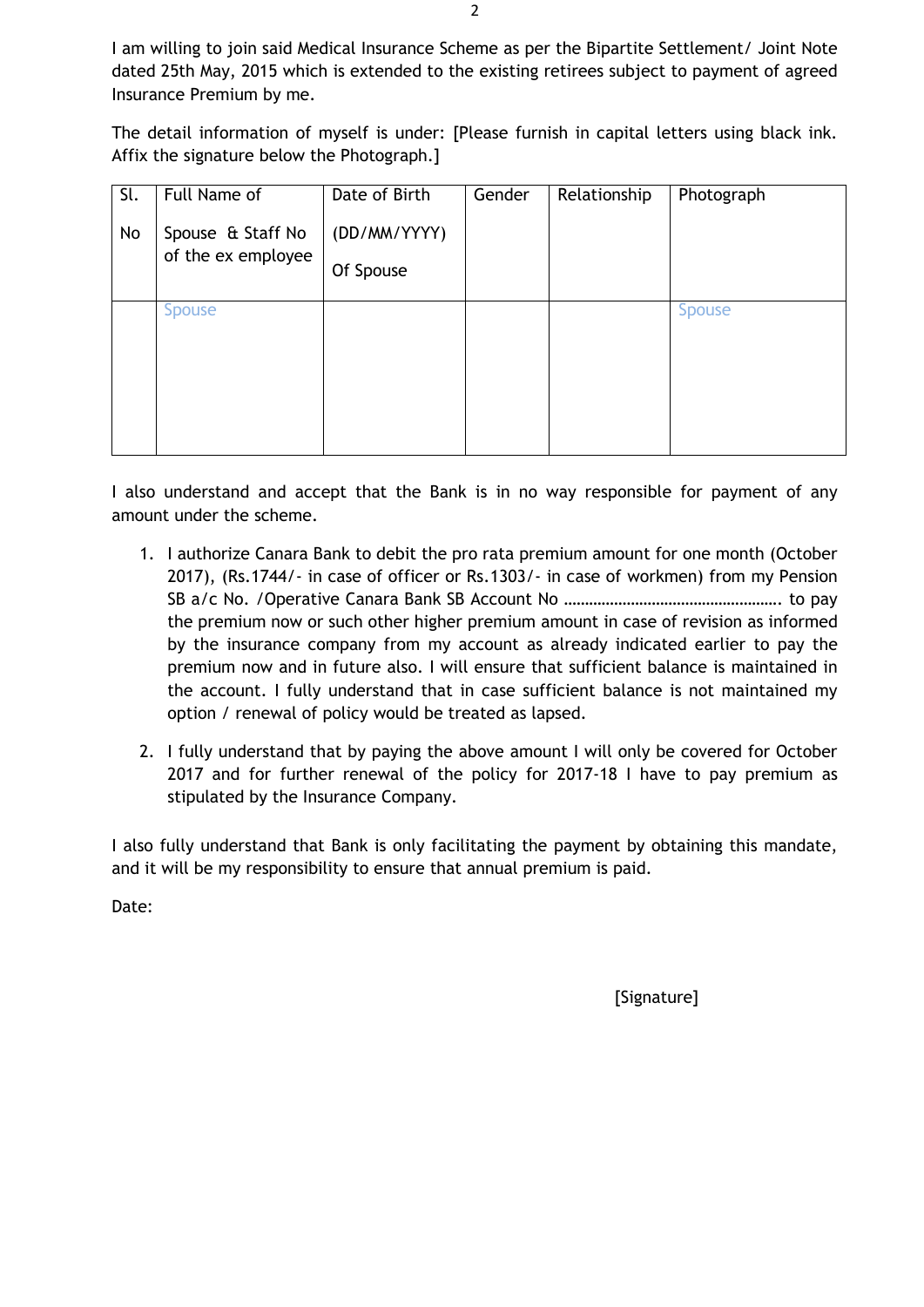I am willing to join said Medical Insurance Scheme as per the Bipartite Settlement/ Joint Note dated 25th May, 2015 which is extended to the existing retirees subject to payment of agreed Insurance Premium by me.

The detail information of myself is under: [Please furnish in capital letters using black ink. Affix the signature below the Photograph.]

| Sl. No | Full Name of Spouse & Staff No of the ex employee | Date of Birth (DD/MM/YYYY) Of Spouse | Gender | Relationship | Photograph |
|---|---|---|---|---|---|
| | Spouse | | | | Spouse |

I also understand and accept that the Bank is in no way responsible for payment of any amount under the scheme.

1. I authorize Canara Bank to debit the pro rata premium amount for one month (October 2017), (Rs.1744/- in case of officer or Rs.1303/- in case of workmen) from my Pension SB a/c No. /Operative Canara Bank SB Account No ……………………………………………. to pay the premium now or such other higher premium amount in case of revision as informed by the insurance company from my account as already indicated earlier to pay the premium now and in future also. I will ensure that sufficient balance is maintained in the account. I fully understand that in case sufficient balance is not maintained my option / renewal of policy would be treated as lapsed.
2. I fully understand that by paying the above amount I will only be covered for October 2017 and for further renewal of the policy for 2017-18 I have to pay premium as stipulated by the Insurance Company.

I also fully understand that Bank is only facilitating the payment by obtaining this mandate, and it will be my responsibility to ensure that annual premium is paid.

Date:

[Signature]